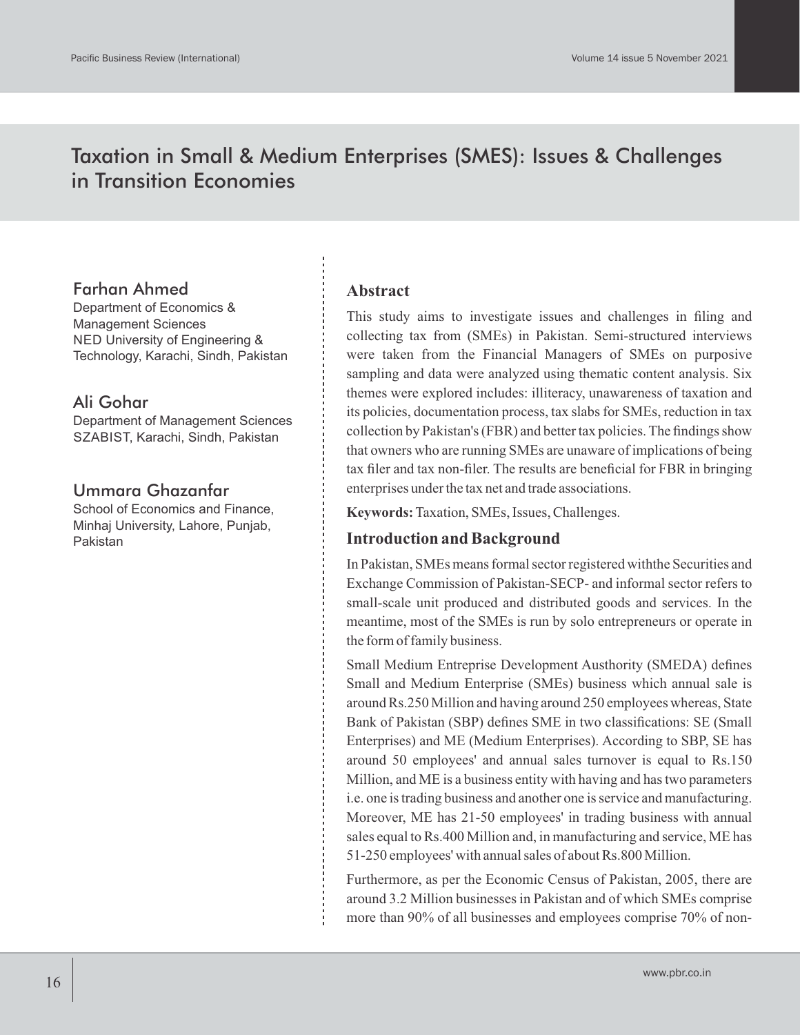# Taxation in Small & Medium Enterprises (SMES): Issues & Challenges in Transition Economies

**Farhan Ahmed**
Department of Economics & Management Sciences
NED University of Engineering & Technology, Karachi, Sindh, Pakistan

**Ali Gohar**
Department of Management Sciences
SZABIST, Karachi, Sindh, Pakistan

**Ummara Ghazanfar**
School of Economics and Finance, Minhaj University, Lahore, Punjab, Pakistan

## Abstract

This study aims to investigate issues and challenges in filing and collecting tax from (SMEs) in Pakistan. Semi-structured interviews were taken from the Financial Managers of SMEs on purposive sampling and data were analyzed using thematic content analysis. Six themes were explored includes: illiteracy, unawareness of taxation and its policies, documentation process, tax slabs for SMEs, reduction in tax collection by Pakistan's (FBR) and better tax policies. The findings show that owners who are running SMEs are unaware of implications of being tax filer and tax non-filer. The results are beneficial for FBR in bringing enterprises under the tax net and trade associations.

**Keywords:** Taxation, SMEs, Issues, Challenges.

## Introduction and Background

In Pakistan, SMEs means formal sector registered withthe Securities and Exchange Commission of Pakistan-SECP- and informal sector refers to small-scale unit produced and distributed goods and services. In the meantime, most of the SMEs is run by solo entrepreneurs or operate in the form of family business.

Small Medium Entreprise Development Austhority (SMEDA) defines Small and Medium Enterprise (SMEs) business which annual sale is around Rs.250 Million and having around 250 employees whereas, State Bank of Pakistan (SBP) defines SME in two classifications: SE (Small Enterprises) and ME (Medium Enterprises). According to SBP, SE has around 50 employees' and annual sales turnover is equal to Rs.150 Million, and ME is a business entity with having and has two parameters i.e. one is trading business and another one is service and manufacturing. Moreover, ME has 21-50 employees' in trading business with annual sales equal to Rs.400 Million and, in manufacturing and service, ME has 51-250 employees' with annual sales of about Rs.800 Million.

Furthermore, as per the Economic Census of Pakistan, 2005, there are around 3.2 Million businesses in Pakistan and of which SMEs comprise more than 90% of all businesses and employees comprise 70% of non-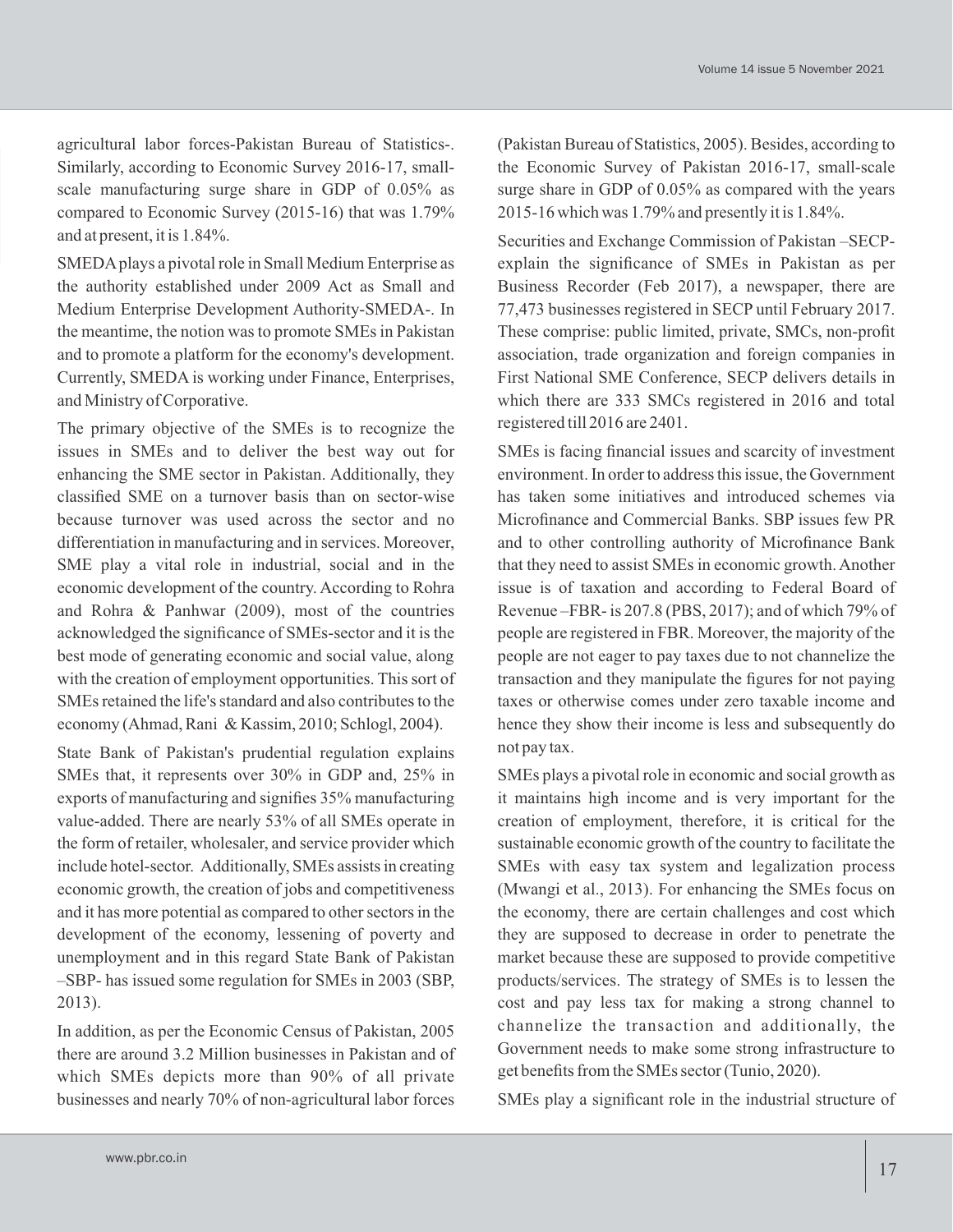agricultural labor forces-Pakistan Bureau of Statistics-. Similarly, according to Economic Survey 2016-17, small-scale manufacturing surge share in GDP of 0.05% as compared to Economic Survey (2015-16) that was 1.79% and at present, it is 1.84%.

SMEDA plays a pivotal role in Small Medium Enterprise as the authority established under 2009 Act as Small and Medium Enterprise Development Authority-SMEDA-. In the meantime, the notion was to promote SMEs in Pakistan and to promote a platform for the economy's development. Currently, SMEDA is working under Finance, Enterprises, and Ministry of Corporative.

The primary objective of the SMEs is to recognize the issues in SMEs and to deliver the best way out for enhancing the SME sector in Pakistan. Additionally, they classified SME on a turnover basis than on sector-wise because turnover was used across the sector and no differentiation in manufacturing and in services. Moreover, SME play a vital role in industrial, social and in the economic development of the country. According to Rohra and Rohra & Panhwar (2009), most of the countries acknowledged the significance of SMEs-sector and it is the best mode of generating economic and social value, along with the creation of employment opportunities. This sort of SMEs retained the life's standard and also contributes to the economy (Ahmad, Rani & Kassim, 2010; Schlogl, 2004).

State Bank of Pakistan's prudential regulation explains SMEs that, it represents over 30% in GDP and, 25% in exports of manufacturing and signifies 35% manufacturing value-added. There are nearly 53% of all SMEs operate in the form of retailer, wholesaler, and service provider which include hotel-sector. Additionally, SMEs assists in creating economic growth, the creation of jobs and competitiveness and it has more potential as compared to other sectors in the development of the economy, lessening of poverty and unemployment and in this regard State Bank of Pakistan –SBP- has issued some regulation for SMEs in 2003 (SBP, 2013).

In addition, as per the Economic Census of Pakistan, 2005 there are around 3.2 Million businesses in Pakistan and of which SMEs depicts more than 90% of all private businesses and nearly 70% of non-agricultural labor forces (Pakistan Bureau of Statistics, 2005). Besides, according to the Economic Survey of Pakistan 2016-17, small-scale surge share in GDP of 0.05% as compared with the years 2015-16 which was 1.79% and presently it is 1.84%.

Securities and Exchange Commission of Pakistan –SECP- explain the significance of SMEs in Pakistan as per Business Recorder (Feb 2017), a newspaper, there are 77,473 businesses registered in SECP until February 2017. These comprise: public limited, private, SMCs, non-profit association, trade organization and foreign companies in First National SME Conference, SECP delivers details in which there are 333 SMCs registered in 2016 and total registered till 2016 are 2401.

SMEs is facing financial issues and scarcity of investment environment. In order to address this issue, the Government has taken some initiatives and introduced schemes via Microfinance and Commercial Banks. SBP issues few PR and to other controlling authority of Microfinance Bank that they need to assist SMEs in economic growth. Another issue is of taxation and according to Federal Board of Revenue –FBR- is 207.8 (PBS, 2017); and of which 79% of people are registered in FBR. Moreover, the majority of the people are not eager to pay taxes due to not channelize the transaction and they manipulate the figures for not paying taxes or otherwise comes under zero taxable income and hence they show their income is less and subsequently do not pay tax.

SMEs plays a pivotal role in economic and social growth as it maintains high income and is very important for the creation of employment, therefore, it is critical for the sustainable economic growth of the country to facilitate the SMEs with easy tax system and legalization process (Mwangi et al., 2013). For enhancing the SMEs focus on the economy, there are certain challenges and cost which they are supposed to decrease in order to penetrate the market because these are supposed to provide competitive products/services. The strategy of SMEs is to lessen the cost and pay less tax for making a strong channel to channelize the transaction and additionally, the Government needs to make some strong infrastructure to get benefits from the SMEs sector (Tunio, 2020).

SMEs play a significant role in the industrial structure of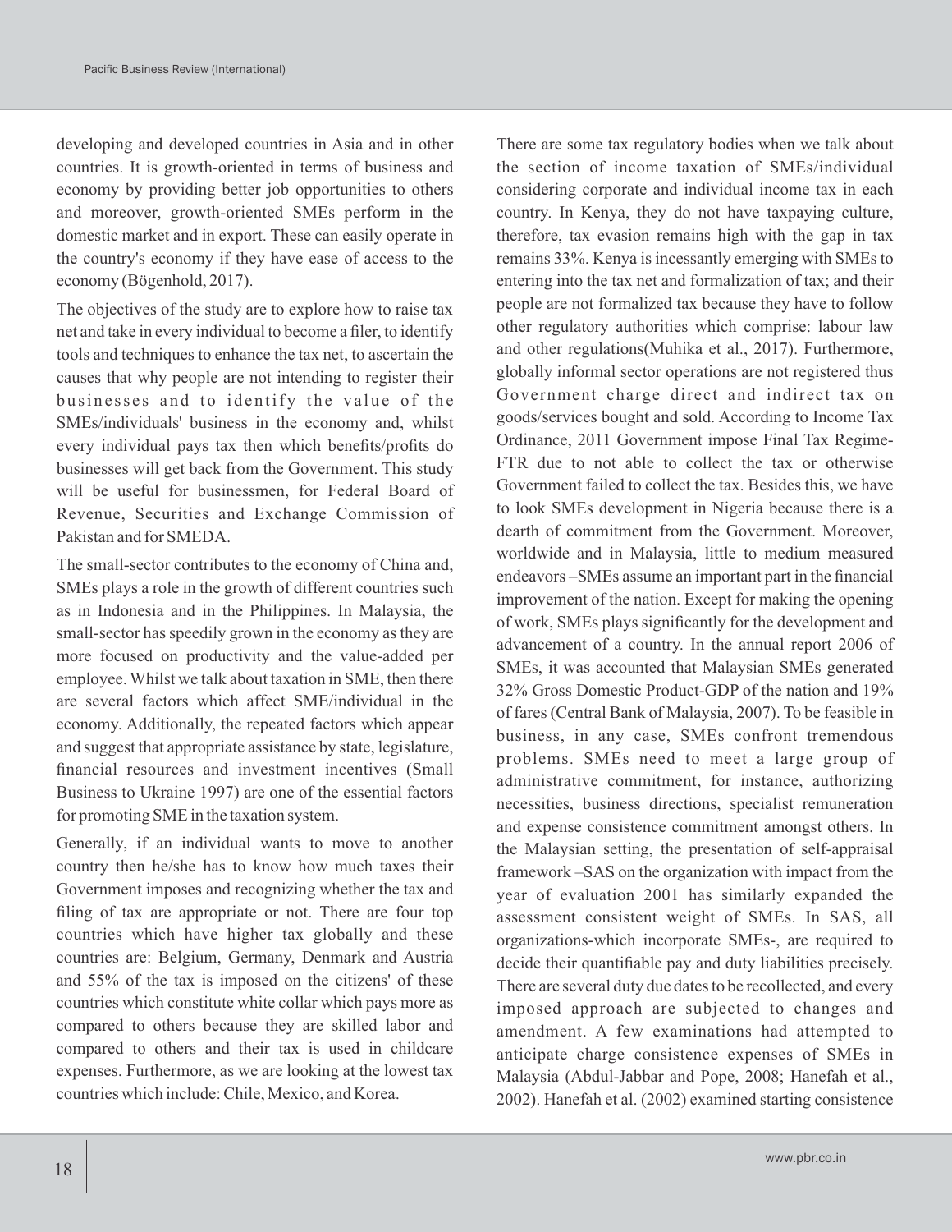developing and developed countries in Asia and in other countries. It is growth-oriented in terms of business and economy by providing better job opportunities to others and moreover, growth-oriented SMEs perform in the domestic market and in export. These can easily operate in the country's economy if they have ease of access to the economy (Bögenhold, 2017).

The objectives of the study are to explore how to raise tax net and take in every individual to become a filer, to identify tools and techniques to enhance the tax net, to ascertain the causes that why people are not intending to register their businesses and to identify the value of the SMEs/individuals' business in the economy and, whilst every individual pays tax then which benefits/profits do businesses will get back from the Government. This study will be useful for businessmen, for Federal Board of Revenue, Securities and Exchange Commission of Pakistan and for SMEDA.

The small-sector contributes to the economy of China and, SMEs plays a role in the growth of different countries such as in Indonesia and in the Philippines. In Malaysia, the small-sector has speedily grown in the economy as they are more focused on productivity and the value-added per employee. Whilst we talk about taxation in SME, then there are several factors which affect SME/individual in the economy. Additionally, the repeated factors which appear and suggest that appropriate assistance by state, legislature, financial resources and investment incentives (Small Business to Ukraine 1997) are one of the essential factors for promoting SME in the taxation system.

Generally, if an individual wants to move to another country then he/she has to know how much taxes their Government imposes and recognizing whether the tax and filing of tax are appropriate or not. There are four top countries which have higher tax globally and these countries are: Belgium, Germany, Denmark and Austria and 55% of the tax is imposed on the citizens' of these countries which constitute white collar which pays more as compared to others because they are skilled labor and compared to others and their tax is used in childcare expenses. Furthermore, as we are looking at the lowest tax countries which include: Chile, Mexico, and Korea.

There are some tax regulatory bodies when we talk about the section of income taxation of SMEs/individual considering corporate and individual income tax in each country. In Kenya, they do not have taxpaying culture, therefore, tax evasion remains high with the gap in tax remains 33%. Kenya is incessantly emerging with SMEs to entering into the tax net and formalization of tax; and their people are not formalized tax because they have to follow other regulatory authorities which comprise: labour law and other regulations(Muhika et al., 2017). Furthermore, globally informal sector operations are not registered thus Government charge direct and indirect tax on goods/services bought and sold. According to Income Tax Ordinance, 2011 Government impose Final Tax Regime-FTR due to not able to collect the tax or otherwise Government failed to collect the tax. Besides this, we have to look SMEs development in Nigeria because there is a dearth of commitment from the Government. Moreover, worldwide and in Malaysia, little to medium measured endeavors –SMEs assume an important part in the financial improvement of the nation. Except for making the opening of work, SMEs plays significantly for the development and advancement of a country. In the annual report 2006 of SMEs, it was accounted that Malaysian SMEs generated 32% Gross Domestic Product-GDP of the nation and 19% of fares (Central Bank of Malaysia, 2007). To be feasible in business, in any case, SMEs confront tremendous problems. SMEs need to meet a large group of administrative commitment, for instance, authorizing necessities, business directions, specialist remuneration and expense consistence commitment amongst others. In the Malaysian setting, the presentation of self-appraisal framework –SAS on the organization with impact from the year of evaluation 2001 has similarly expanded the assessment consistent weight of SMEs. In SAS, all organizations-which incorporate SMEs-, are required to decide their quantifiable pay and duty liabilities precisely. There are several duty due dates to be recollected, and every imposed approach are subjected to changes and amendment. A few examinations had attempted to anticipate charge consistence expenses of SMEs in Malaysia (Abdul-Jabbar and Pope, 2008; Hanefah et al., 2002). Hanefah et al. (2002) examined starting consistence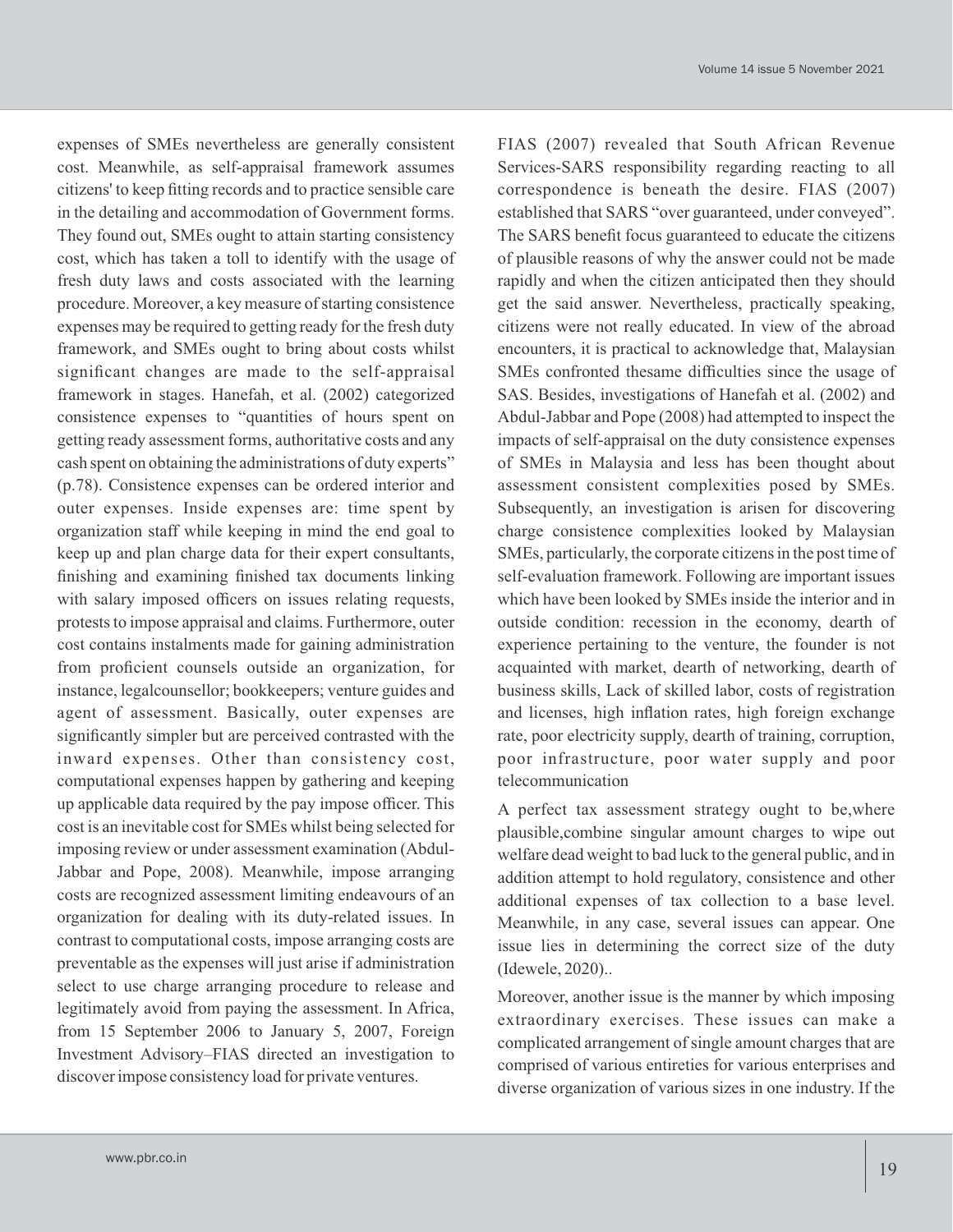expenses of SMEs nevertheless are generally consistent cost. Meanwhile, as self-appraisal framework assumes citizens' to keep fitting records and to practice sensible care in the detailing and accommodation of Government forms. They found out, SMEs ought to attain starting consistency cost, which has taken a toll to identify with the usage of fresh duty laws and costs associated with the learning procedure. Moreover, a key measure of starting consistence expenses may be required to getting ready for the fresh duty framework, and SMEs ought to bring about costs whilst significant changes are made to the self-appraisal framework in stages. Hanefah, et al. (2002) categorized consistence expenses to "quantities of hours spent on getting ready assessment forms, authoritative costs and any cash spent on obtaining the administrations of duty experts" (p.78). Consistence expenses can be ordered interior and outer expenses. Inside expenses are: time spent by organization staff while keeping in mind the end goal to keep up and plan charge data for their expert consultants, finishing and examining finished tax documents linking with salary imposed officers on issues relating requests, protests to impose appraisal and claims. Furthermore, outer cost contains instalments made for gaining administration from proficient counsels outside an organization, for instance, legalcounsellor; bookkeepers; venture guides and agent of assessment. Basically, outer expenses are significantly simpler but are perceived contrasted with the inward expenses. Other than consistency cost, computational expenses happen by gathering and keeping up applicable data required by the pay impose officer. This cost is an inevitable cost for SMEs whilst being selected for imposing review or under assessment examination (Abdul-Jabbar and Pope, 2008). Meanwhile, impose arranging costs are recognized assessment limiting endeavours of an organization for dealing with its duty-related issues. In contrast to computational costs, impose arranging costs are preventable as the expenses will just arise if administration select to use charge arranging procedure to release and legitimately avoid from paying the assessment. In Africa, from 15 September 2006 to January 5, 2007, Foreign Investment Advisory–FIAS directed an investigation to discover impose consistency load for private ventures.

FIAS (2007) revealed that South African Revenue Services-SARS responsibility regarding reacting to all correspondence is beneath the desire. FIAS (2007) established that SARS "over guaranteed, under conveyed". The SARS benefit focus guaranteed to educate the citizens of plausible reasons of why the answer could not be made rapidly and when the citizen anticipated then they should get the said answer. Nevertheless, practically speaking, citizens were not really educated. In view of the abroad encounters, it is practical to acknowledge that, Malaysian SMEs confronted thesame difficulties since the usage of SAS. Besides, investigations of Hanefah et al. (2002) and Abdul-Jabbar and Pope (2008) had attempted to inspect the impacts of self-appraisal on the duty consistence expenses of SMEs in Malaysia and less has been thought about assessment consistent complexities posed by SMEs. Subsequently, an investigation is arisen for discovering charge consistence complexities looked by Malaysian SMEs, particularly, the corporate citizens in the post time of self-evaluation framework. Following are important issues which have been looked by SMEs inside the interior and in outside condition: recession in the economy, dearth of experience pertaining to the venture, the founder is not acquainted with market, dearth of networking, dearth of business skills, Lack of skilled labor, costs of registration and licenses, high inflation rates, high foreign exchange rate, poor electricity supply, dearth of training, corruption, poor infrastructure, poor water supply and poor telecommunication

A perfect tax assessment strategy ought to be,where plausible,combine singular amount charges to wipe out welfare dead weight to bad luck to the general public, and in addition attempt to hold regulatory, consistence and other additional expenses of tax collection to a base level. Meanwhile, in any case, several issues can appear. One issue lies in determining the correct size of the duty (Idewele, 2020)..

Moreover, another issue is the manner by which imposing extraordinary exercises. These issues can make a complicated arrangement of single amount charges that are comprised of various entireties for various enterprises and diverse organization of various sizes in one industry. If the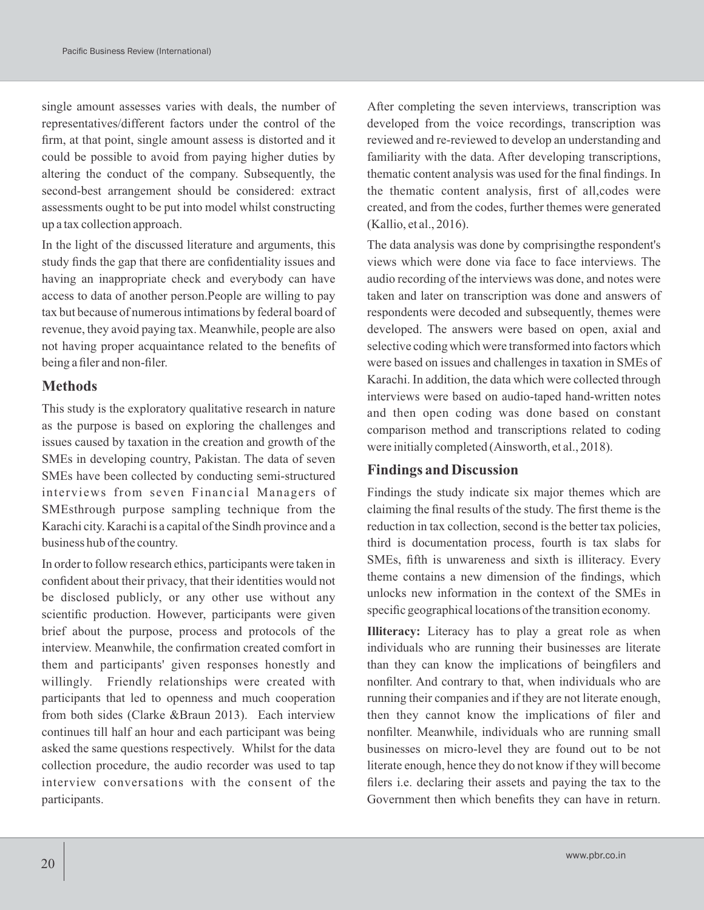single amount assesses varies with deals, the number of representatives/different factors under the control of the firm, at that point, single amount assess is distorted and it could be possible to avoid from paying higher duties by altering the conduct of the company. Subsequently, the second-best arrangement should be considered: extract assessments ought to be put into model whilst constructing up a tax collection approach.

In the light of the discussed literature and arguments, this study finds the gap that there are confidentiality issues and having an inappropriate check and everybody can have access to data of another person.People are willing to pay tax but because of numerous intimations by federal board of revenue, they avoid paying tax. Meanwhile, people are also not having proper acquaintance related to the benefits of being a filer and non-filer.

## Methods

This study is the exploratory qualitative research in nature as the purpose is based on exploring the challenges and issues caused by taxation in the creation and growth of the SMEs in developing country, Pakistan. The data of seven SMEs have been collected by conducting semi-structured interviews from seven Financial Managers of SMEsthrough purpose sampling technique from the Karachi city. Karachi is a capital of the Sindh province and a business hub of the country.

In order to follow research ethics, participants were taken in confident about their privacy, that their identities would not be disclosed publicly, or any other use without any scientific production. However, participants were given brief about the purpose, process and protocols of the interview. Meanwhile, the confirmation created comfort in them and participants' given responses honestly and willingly. Friendly relationships were created with participants that led to openness and much cooperation from both sides (Clarke &Braun 2013). Each interview continues till half an hour and each participant was being asked the same questions respectively. Whilst for the data collection procedure, the audio recorder was used to tap interview conversations with the consent of the participants.

After completing the seven interviews, transcription was developed from the voice recordings, transcription was reviewed and re-reviewed to develop an understanding and familiarity with the data. After developing transcriptions, thematic content analysis was used for the final findings. In the thematic content analysis, first of all,codes were created, and from the codes, further themes were generated (Kallio, et al., 2016).

The data analysis was done by comprisingthe respondent's views which were done via face to face interviews. The audio recording of the interviews was done, and notes were taken and later on transcription was done and answers of respondents were decoded and subsequently, themes were developed. The answers were based on open, axial and selective coding which were transformed into factors which were based on issues and challenges in taxation in SMEs of Karachi. In addition, the data which were collected through interviews were based on audio-taped hand-written notes and then open coding was done based on constant comparison method and transcriptions related to coding were initially completed (Ainsworth, et al., 2018).

## Findings and Discussion

Findings the study indicate six major themes which are claiming the final results of the study. The first theme is the reduction in tax collection, second is the better tax policies, third is documentation process, fourth is tax slabs for SMEs, fifth is unwareness and sixth is illiteracy. Every theme contains a new dimension of the findings, which unlocks new information in the context of the SMEs in specific geographical locations of the transition economy.

**Illiteracy:** Literacy has to play a great role as when individuals who are running their businesses are literate than they can know the implications of beingfilers and nonfilter. And contrary to that, when individuals who are running their companies and if they are not literate enough, then they cannot know the implications of filer and nonfilter. Meanwhile, individuals who are running small businesses on micro-level they are found out to be not literate enough, hence they do not know if they will become filers i.e. declaring their assets and paying the tax to the Government then which benefits they can have in return.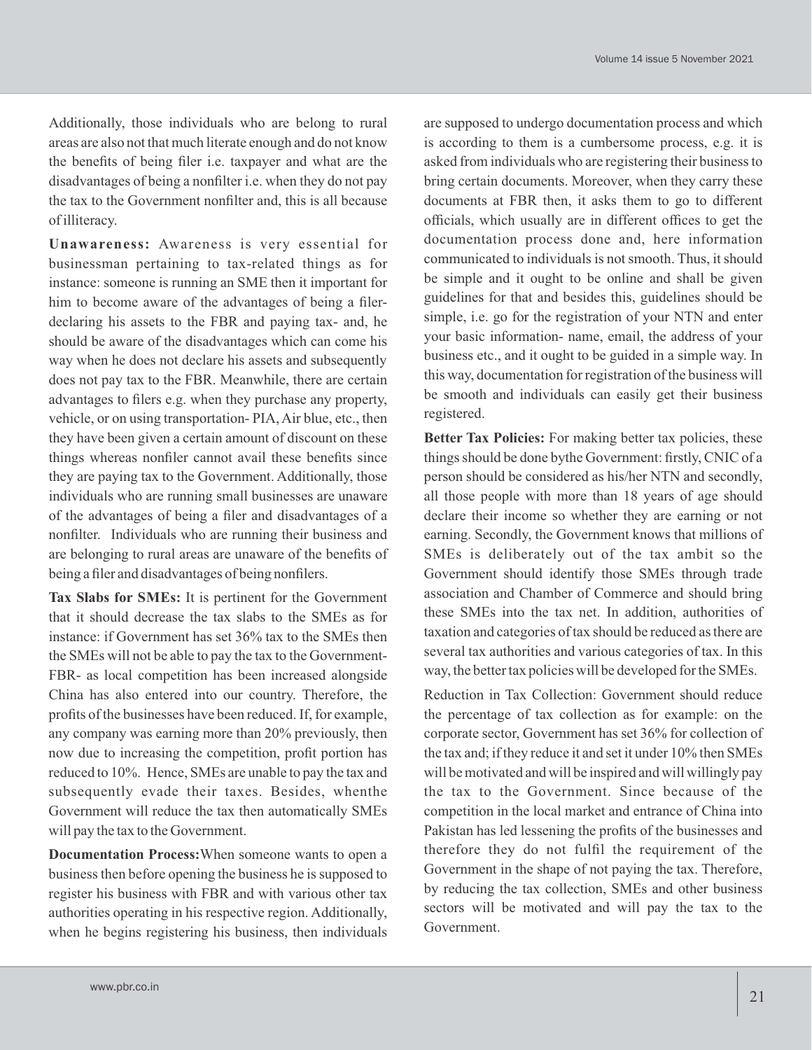Additionally, those individuals who are belong to rural areas are also not that much literate enough and do not know the benefits of being filer i.e. taxpayer and what are the disadvantages of being a nonfilter i.e. when they do not pay the tax to the Government nonfilter and, this is all because of illiteracy.

**Unawareness:** Awareness is very essential for businessman pertaining to tax-related things as for instance: someone is running an SME then it important for him to become aware of the advantages of being a filer- declaring his assets to the FBR and paying tax- and, he should be aware of the disadvantages which can come his way when he does not declare his assets and subsequently does not pay tax to the FBR. Meanwhile, there are certain advantages to filers e.g. when they purchase any property, vehicle, or on using transportation- PIA, Air blue, etc., then they have been given a certain amount of discount on these things whereas nonfiler cannot avail these benefits since they are paying tax to the Government. Additionally, those individuals who are running small businesses are unaware of the advantages of being a filer and disadvantages of a nonfilter. Individuals who are running their business and are belonging to rural areas are unaware of the benefits of being a filer and disadvantages of being nonfilers.

**Tax Slabs for SMEs:** It is pertinent for the Government that it should decrease the tax slabs to the SMEs as for instance: if Government has set 36% tax to the SMEs then the SMEs will not be able to pay the tax to the Government- FBR- as local competition has been increased alongside China has also entered into our country. Therefore, the profits of the businesses have been reduced. If, for example, any company was earning more than 20% previously, then now due to increasing the competition, profit portion has reduced to 10%. Hence, SMEs are unable to pay the tax and subsequently evade their taxes. Besides, whenthe Government will reduce the tax then automatically SMEs will pay the tax to the Government.

**Documentation Process:**When someone wants to open a business then before opening the business he is supposed to register his business with FBR and with various other tax authorities operating in his respective region. Additionally, when he begins registering his business, then individuals are supposed to undergo documentation process and which is according to them is a cumbersome process, e.g. it is asked from individuals who are registering their business to bring certain documents. Moreover, when they carry these documents at FBR then, it asks them to go to different officials, which usually are in different offices to get the documentation process done and, here information communicated to individuals is not smooth. Thus, it should be simple and it ought to be online and shall be given guidelines for that and besides this, guidelines should be simple, i.e. go for the registration of your NTN and enter your basic information- name, email, the address of your business etc., and it ought to be guided in a simple way. In this way, documentation for registration of the business will be smooth and individuals can easily get their business registered.

**Better Tax Policies:** For making better tax policies, these things should be done bythe Government: firstly, CNIC of a person should be considered as his/her NTN and secondly, all those people with more than 18 years of age should declare their income so whether they are earning or not earning. Secondly, the Government knows that millions of SMEs is deliberately out of the tax ambit so the Government should identify those SMEs through trade association and Chamber of Commerce and should bring these SMEs into the tax net. In addition, authorities of taxation and categories of tax should be reduced as there are several tax authorities and various categories of tax. In this way, the better tax policies will be developed for the SMEs.

Reduction in Tax Collection: Government should reduce the percentage of tax collection as for example: on the corporate sector, Government has set 36% for collection of the tax and; if they reduce it and set it under 10% then SMEs will be motivated and will be inspired and will willingly pay the tax to the Government. Since because of the competition in the local market and entrance of China into Pakistan has led lessening the profits of the businesses and therefore they do not fulfil the requirement of the Government in the shape of not paying the tax. Therefore, by reducing the tax collection, SMEs and other business sectors will be motivated and will pay the tax to the Government.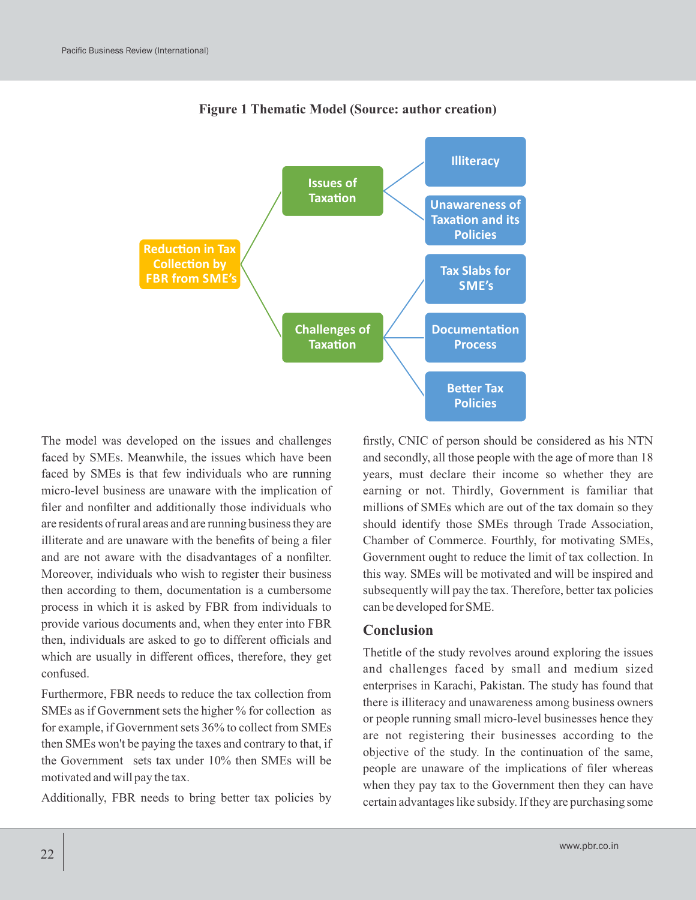**Figure 1 Thematic Model (Source: author creation)**

Reduction in Tax Collection by FBR from SME's

Issues of Taxation

Challenges of Taxation

Illiteracy

Unawareness of Taxation and its Policies

Tax Slabs for SME's

Documentation Process

Better Tax Policies

The model was developed on the issues and challenges faced by SMEs. Meanwhile, the issues which have been faced by SMEs is that few individuals who are running micro-level business are unaware with the implication of filer and nonfilter and additionally those individuals who are residents of rural areas and are running business they are illiterate and are unaware with the benefits of being a filer and are not aware with the disadvantages of a nonfilter. Moreover, individuals who wish to register their business then according to them, documentation is a cumbersome process in which it is asked by FBR from individuals to provide various documents and, when they enter into FBR then, individuals are asked to go to different officials and which are usually in different offices, therefore, they get confused.

Furthermore, FBR needs to reduce the tax collection from SMEs as if Government sets the higher % for collection as for example, if Government sets 36% to collect from SMEs then SMEs won't be paying the taxes and contrary to that, if the Government sets tax under 10% then SMEs will be motivated and will pay the tax.

Additionally, FBR needs to bring better tax policies by firstly, CNIC of person should be considered as his NTN and secondly, all those people with the age of more than 18 years, must declare their income so whether they are earning or not. Thirdly, Government is familiar that millions of SMEs which are out of the tax domain so they should identify those SMEs through Trade Association, Chamber of Commerce. Fourthly, for motivating SMEs, Government ought to reduce the limit of tax collection. In this way. SMEs will be motivated and will be inspired and subsequently will pay the tax. Therefore, better tax policies can be developed for SME.

## Conclusion

Thetitle of the study revolves around exploring the issues and challenges faced by small and medium sized enterprises in Karachi, Pakistan. The study has found that there is illiteracy and unawareness among business owners or people running small micro-level businesses hence they are not registering their businesses according to the objective of the study. In the continuation of the same, people are unaware of the implications of filer whereas when they pay tax to the Government then they can have certain advantages like subsidy. If they are purchasing some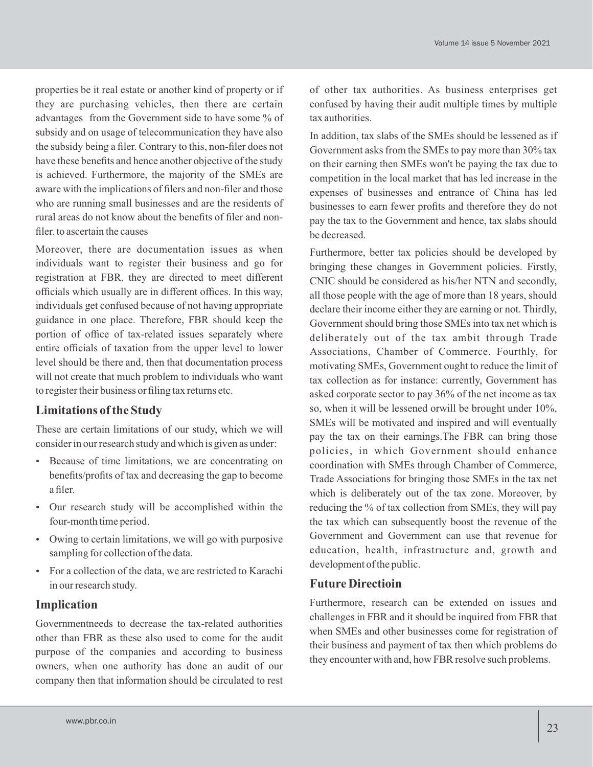properties be it real estate or another kind of property or if they are purchasing vehicles, then there are certain advantages from the Government side to have some % of subsidy and on usage of telecommunication they have also the subsidy being a filer. Contrary to this, non-filer does not have these benefits and hence another objective of the study is achieved. Furthermore, the majority of the SMEs are aware with the implications of filers and non-filer and those who are running small businesses and are the residents of rural areas do not know about the benefits of filer and non-filer. to ascertain the causes

Moreover, there are documentation issues as when individuals want to register their business and go for registration at FBR, they are directed to meet different officials which usually are in different offices. In this way, individuals get confused because of not having appropriate guidance in one place. Therefore, FBR should keep the portion of office of tax-related issues separately where entire officials of taxation from the upper level to lower level should be there and, then that documentation process will not create that much problem to individuals who want to register their business or filing tax returns etc.

## Limitations of the Study

These are certain limitations of our study, which we will consider in our research study and which is given as under:

- Because of time limitations, we are concentrating on benefits/profits of tax and decreasing the gap to become a filer.
- Our research study will be accomplished within the four-month time period.
- Owing to certain limitations, we will go with purposive sampling for collection of the data.
- For a collection of the data, we are restricted to Karachi in our research study.

## Implication

Governmentneeds to decrease the tax-related authorities other than FBR as these also used to come for the audit purpose of the companies and according to business owners, when one authority has done an audit of our company then that information should be circulated to rest of other tax authorities. As business enterprises get confused by having their audit multiple times by multiple tax authorities.

In addition, tax slabs of the SMEs should be lessened as if Government asks from the SMEs to pay more than 30% tax on their earning then SMEs won't be paying the tax due to competition in the local market that has led increase in the expenses of businesses and entrance of China has led businesses to earn fewer profits and therefore they do not pay the tax to the Government and hence, tax slabs should be decreased.

Furthermore, better tax policies should be developed by bringing these changes in Government policies. Firstly, CNIC should be considered as his/her NTN and secondly, all those people with the age of more than 18 years, should declare their income either they are earning or not. Thirdly, Government should bring those SMEs into tax net which is deliberately out of the tax ambit through Trade Associations, Chamber of Commerce. Fourthly, for motivating SMEs, Government ought to reduce the limit of tax collection as for instance: currently, Government has asked corporate sector to pay 36% of the net income as tax so, when it will be lessened orwill be brought under 10%, SMEs will be motivated and inspired and will eventually pay the tax on their earnings.The FBR can bring those policies, in which Government should enhance coordination with SMEs through Chamber of Commerce, Trade Associations for bringing those SMEs in the tax net which is deliberately out of the tax zone. Moreover, by reducing the % of tax collection from SMEs, they will pay the tax which can subsequently boost the revenue of the Government and Government can use that revenue for education, health, infrastructure and, growth and development of the public.

## Future Directioin

Furthermore, research can be extended on issues and challenges in FBR and it should be inquired from FBR that when SMEs and other businesses come for registration of their business and payment of tax then which problems do they encounter with and, how FBR resolve such problems.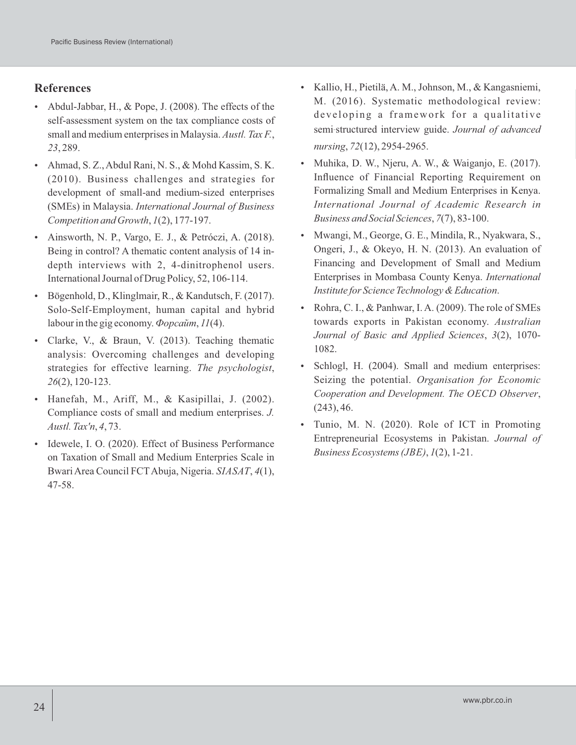## References

- Abdul-Jabbar, H., & Pope, J. (2008). The effects of the self-assessment system on the tax compliance costs of small and medium enterprises in Malaysia. *Austl. Tax F.*, *23*, 289.
- Ahmad, S. Z., Abdul Rani, N. S., & Mohd Kassim, S. K. (2010). Business challenges and strategies for development of small-and medium-sized enterprises (SMEs) in Malaysia. *International Journal of Business Competition and Growth*, *1*(2), 177-197.
- Ainsworth, N. P., Vargo, E. J., & Petróczi, A. (2018). Being in control? A thematic content analysis of 14 in-depth interviews with 2, 4-dinitrophenol users. International Journal of Drug Policy, 52, 106-114.
- Bögenhold, D., Klinglmair, R., & Kandutsch, F. (2017). Solo-Self-Employment, human capital and hybrid labour in the gig economy. *Форсайт*, *11*(4).
- Clarke, V., & Braun, V. (2013). Teaching thematic analysis: Overcoming challenges and developing strategies for effective learning. *The psychologist*, *26*(2), 120-123.
- Hanefah, M., Ariff, M., & Kasipillai, J. (2002). Compliance costs of small and medium enterprises. *J. Austl. Tax'n*, *4*, 73.
- Idewele, I. O. (2020). Effect of Business Performance on Taxation of Small and Medium Enterpries Scale in Bwari Area Council FCT Abuja, Nigeria. *SIASAT*, *4*(1), 47-58.
- Kallio, H., Pietilä, A. M., Johnson, M., & Kangasniemi, M. (2016). Systematic methodological review: developing a framework for a qualitative semi-structured interview guide. *Journal of advanced nursing*, *72*(12), 2954-2965.
- Muhika, D. W., Njeru, A. W., & Waiganjo, E. (2017). Influence of Financial Reporting Requirement on Formalizing Small and Medium Enterprises in Kenya. *International Journal of Academic Research in Business and Social Sciences*, *7*(7), 83-100.
- Mwangi, M., George, G. E., Mindila, R., Nyakwara, S., Ongeri, J., & Okeyo, H. N. (2013). An evaluation of Financing and Development of Small and Medium Enterprises in Mombasa County Kenya. *International Institute for Science Technology & Education*.
- Rohra, C. I., & Panhwar, I. A. (2009). The role of SMEs towards exports in Pakistan economy. *Australian Journal of Basic and Applied Sciences*, *3*(2), 1070-1082.
- Schlogl, H. (2004). Small and medium enterprises: Seizing the potential. *Organisation for Economic Cooperation and Development. The OECD Observer*, (243), 46.
- Tunio, M. N. (2020). Role of ICT in Promoting Entrepreneurial Ecosystems in Pakistan. *Journal of Business Ecosystems (JBE)*, *1*(2), 1-21.